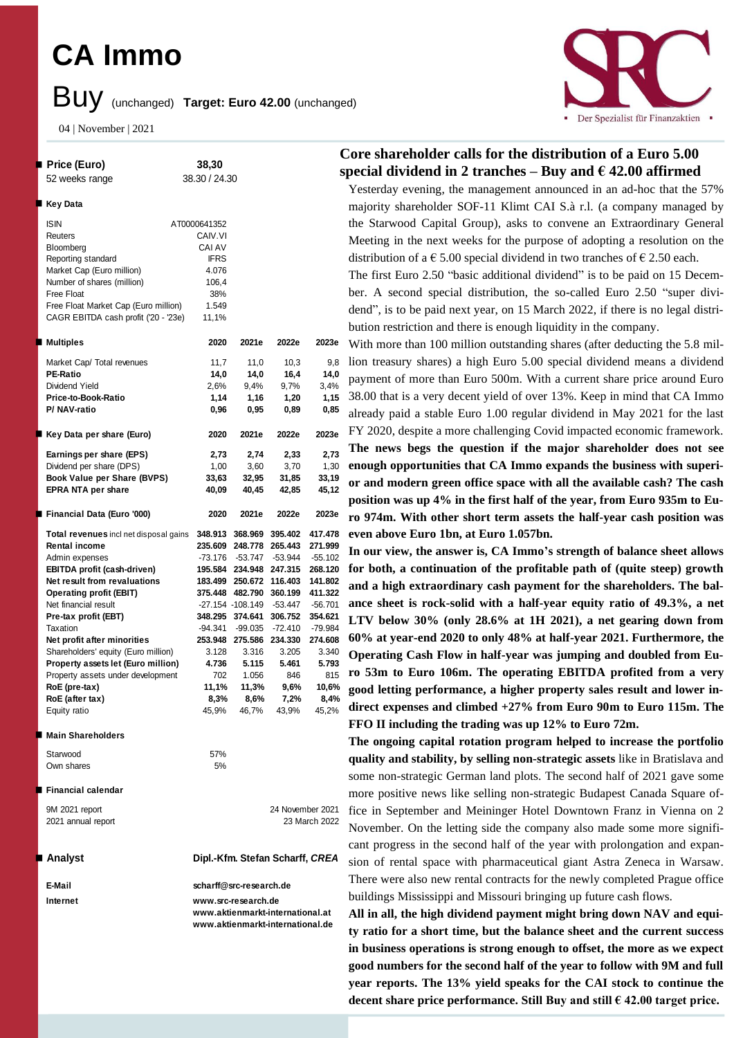# CA Immo

# Buy (unchanged) **Target: Euro 42.00** (unchanged)

04 | November | 2021

| **Price (Euro)** | **38,30** |
|---|---|
| 52 weeks range | 38.30 / 24.30 |

**Key Data**

| | |
|---|---|
| ISIN | AT0000641352 |
| Reuters | CAIV.VI |
| Bloomberg | CAI AV |
| Reporting standard | IFRS |
| Market Cap (Euro million) | 4.076 |
| Number of shares (million) | 106,4 |
| Free Float | 38% |
| Free Float Market Cap (Euro million) | 1.549 |
| CAGR EBITDA cash profit ('20 - '23e) | 11,1% |

| **Multiples** | **2020** | **2021e** | **2022e** | **2023e** |
|---|---|---|---|---|
| Market Cap/ Total revenues | 11,7 | 11,0 | 10,3 | 9,8 |
| **PE-Ratio** | **14,0** | **14,0** | **16,4** | **14,0** |
| Dividend Yield | 2,6% | 9,4% | 9,7% | 3,4% |
| **Price-to-Book-Ratio** | **1,14** | **1,16** | **1,20** | **1,15** |
| **P/ NAV-ratio** | **0,96** | **0,95** | **0,89** | **0,85** |

| **Key Data per share (Euro)** | **2020** | **2021e** | **2022e** | **2023e** |
|---|---|---|---|---|
| **Earnings per share (EPS)** | **2,73** | **2,74** | **2,33** | **2,73** |
| Dividend per share (DPS) | 1,00 | 3,60 | 3,70 | 1,30 |
| **Book Value per Share (BVPS)** | **33,63** | **32,95** | **31,85** | **33,19** |
| **EPRA NTA per share** | **40,09** | **40,45** | **42,85** | **45,12** |

| **Financial Data (Euro '000)** | **2020** | **2021e** | **2022e** | **2023e** |
|---|---|---|---|---|
| **Total revenues** incl net disposal gains | **348.913** | **368.969** | **395.402** | **417.478** |
| **Rental income** | **235.609** | **248.778** | **265.443** | **271.999** |
| Admin expenses | -73.176 | -53.747 | -53.944 | -55.102 |
| **EBITDA profit (cash-driven)** | **195.584** | **234.948** | **247.315** | **268.120** |
| **Net result from revaluations** | **183.499** | **250.672** | **116.403** | **141.802** |
| **Operating profit (EBIT)** | **375.448** | **482.790** | **360.199** | **411.322** |
| Net financial result | -27.154 | -108.149 | -53.447 | -56.701 |
| **Pre-tax profit (EBT)** | **348.295** | **374.641** | **306.752** | **354.621** |
| Taxation | -94.341 | -99.035 | -72.410 | -79.984 |
| **Net profit after minorities** | **253.948** | **275.586** | **234.330** | **274.608** |
| Shareholders' equity (Euro million) | 3.128 | 3.316 | 3.205 | 3.340 |
| **Property assets let (Euro million)** | **4.736** | **5.115** | **5.461** | **5.793** |
| Property assets under development | 702 | 1.056 | 846 | 815 |
| **RoE (pre-tax)** | **11,1%** | **11,3%** | **9,6%** | **10,6%** |
| **RoE (after tax)** | **8,3%** | **8,6%** | **7,2%** | **8,4%** |
| Equity ratio | 45,9% | 46,7% | 43,9% | 45,2% |

**Main Shareholders**

| | |
|---|---|
| Starwood | 57% |
| Own shares | 5% |

**Financial calendar**

| | |
|---|---|
| 9M 2021 report | 24 November 2021 |
| 2021 annual report | 23 March 2022 |

**Analyst** — **Dipl.-Kfm. Stefan Scharff, *CREA***

**E-Mail** scharff@src-research.de

**Internet** www.src-research.de
www.aktienmarkt-international.at
www.aktienmarkt-international.de

## Core shareholder calls for the distribution of a Euro 5.00 special dividend in 2 tranches – Buy and € 42.00 affirmed

Yesterday evening, the management announced in an ad-hoc that the 57% majority shareholder SOF-11 Klimt CAI S.à r.l. (a company managed by the Starwood Capital Group), asks to convene an Extraordinary General Meeting in the next weeks for the purpose of adopting a resolution on the distribution of a € 5.00 special dividend in two tranches of € 2.50 each.

The first Euro 2.50 "basic additional dividend" is to be paid on 15 December. A second special distribution, the so-called Euro 2.50 "super dividend", is to be paid next year, on 15 March 2022, if there is no legal distribution restriction and there is enough liquidity in the company.

With more than 100 million outstanding shares (after deducting the 5.8 million treasury shares) a high Euro 5.00 special dividend means a dividend payment of more than Euro 500m. With a current share price around Euro 38.00 that is a very decent yield of over 13%. Keep in mind that CA Immo already paid a stable Euro 1.00 regular dividend in May 2021 for the last FY 2020, despite a more challenging Covid impacted economic framework.

**The news begs the question if the major shareholder does not see enough opportunities that CA Immo expands the business with superior and modern green office space with all the available cash? The cash position was up 4% in the first half of the year, from Euro 935m to Euro 974m. With other short term assets the half-year cash position was even above Euro 1bn, at Euro 1.057bn.**

**In our view, the answer is, CA Immo's strength of balance sheet allows for both, a continuation of the profitable path of (quite steep) growth and a high extraordinary cash payment for the shareholders. The balance sheet is rock-solid with a half-year equity ratio of 49.3%, a net LTV below 30% (only 28.6% at 1H 2021), a net gearing down from 60% at year-end 2020 to only 48% at half-year 2021. Furthermore, the Operating Cash Flow in half-year was jumping and doubled from Euro 53m to Euro 106m. The operating EBITDA profited from a very good letting performance, a higher property sales result and lower indirect expenses and climbed +27% from Euro 90m to Euro 115m. The FFO II including the trading was up 12% to Euro 72m.**

**The ongoing capital rotation program helped to increase the portfolio quality and stability, by selling non-strategic assets** like in Bratislava and some non-strategic German land plots. The second half of 2021 gave some more positive news like selling non-strategic Budapest Canada Square office in September and Meininger Hotel Downtown Franz in Vienna on 2 November. On the letting side the company also made some more significant progress in the second half of the year with prolongation and expansion of rental space with pharmaceutical giant Astra Zeneca in Warsaw. There were also new rental contracts for the newly completed Prague office buildings Mississippi and Missouri bringing up future cash flows.

**All in all, the high dividend payment might bring down NAV and equity ratio for a short time, but the balance sheet and the current success in business operations is strong enough to offset, the more as we expect good numbers for the second half of the year to follow with 9M and full year reports. The 13% yield speaks for the CAI stock to continue the decent share price performance. Still Buy and still € 42.00 target price.**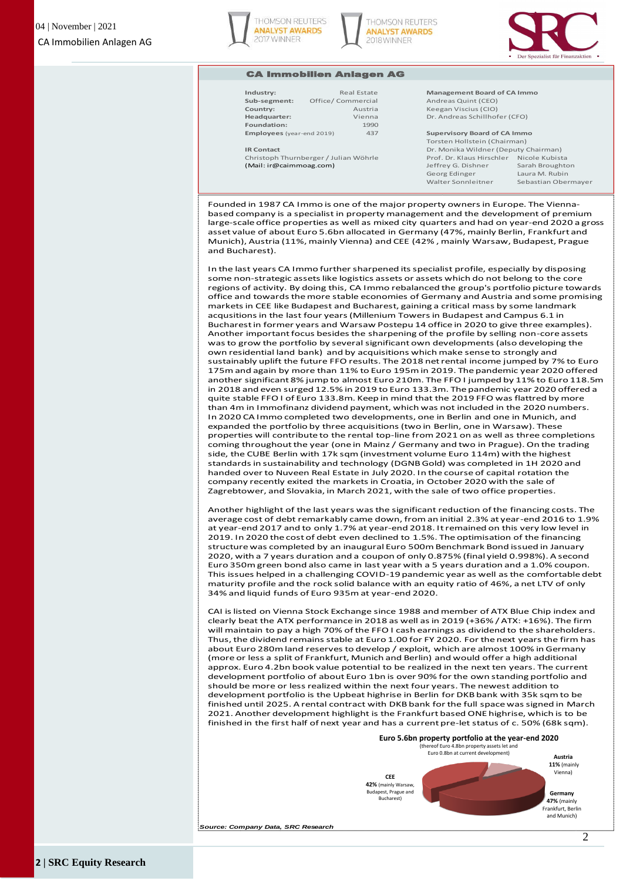## CA Immobilien Anlagen AG

| | |
|---|---|
| **Industry:** | Real Estate |
| **Sub-segment:** | Office/ Commercial |
| **Country:** | Austria |
| **Headquarter:** | Vienna |
| **Foundation:** | 1990 |
| **Employees** (year-end 2019) | 437 |

**IR Contact**
Christoph Thurnberger / Julian Wöhrle
(Mail: ir@caimmoag.com)

**Management Board of CA Immo**
Andreas Quint (CEO)
Keegan Viscius (CIO)
Dr. Andreas Schillhofer (CFO)

**Supervisory Board of CA Immo**
Torsten Hollstein (Chairman)
Dr. Monika Wildner (Deputy Chairman)
Prof. Dr. Klaus Hirschler, Nicole Kubista
Jeffrey G. Dishner, Sarah Broughton
Georg Edinger, Laura M. Rubin
Walter Sonnleitner, Sebastian Obermayer

Founded in 1987 CA Immo is one of the major property owners in Europe. The Vienna-based company is a specialist in property management and the development of premium large-scale office properties as well as mixed city quarters and had on year-end 2020 a gross asset value of about Euro 5.6bn allocated in Germany (47%, mainly Berlin, Frankfurt and Munich), Austria (11%, mainly Vienna) and CEE (42% , mainly Warsaw, Budapest, Prague and Bucharest).

In the last years CA Immo further sharpened its specialist profile, especially by disposing some non-strategic assets like logistics assets or assets which do not belong to the core regions of activity. By doing this, CA Immo rebalanced the group's portfolio picture towards office and towards the more stable economies of Germany and Austria and some promising markets in CEE like Budapest and Bucharest, gaining a critical mass by some landmark acqusitions in the last four years (Millenium Towers in Budapest and Campus 6.1 in Bucharest in former years and Warsaw Postepu 14 office in 2020 to give three examples). Another important focus besides the sharpening of the profile by selling non-core assets was to grow the portfolio by several significant own developments (also developing the own residential land bank) and by acquisitions which make sense to strongly and sustainably uplift the future FFO results. The 2018 net rental income jumped by 7% to Euro 175m and again by more than 11% to Euro 195m in 2019. The pandemic year 2020 offered another significant 8% jump to almost Euro 210m. The FFO I jumped by 11% to Euro 118.5m in 2018 and even surged 12.5% in 2019 to Euro 133.3m. The pandemic year 2020 offered a quite stable FFO I of Euro 133.8m. Keep in mind that the 2019 FFO was flattred by more than 4m in Immofinanz dividend payment, which was not included in the 2020 numbers. In 2020 CA Immo completed two developments, one in Berlin and one in Munich, and expanded the portfolio by three acquisitions (two in Berlin, one in Warsaw). These properties will contribute to the rental top-line from 2021 on as well as three completions coming throughout the year (one in Mainz / Germany and two in Prague). On the trading side, the CUBE Berlin with 17k sqm (investment volume Euro 114m) with the highest standards in sustainability and technology (DGNB Gold) was completed in 1H 2020 and handed over to Nuveen Real Estate in July 2020. In the course of capital rotation the company recently exited the markets in Croatia, in October 2020 with the sale of Zagrebtower, and Slovakia, in March 2021, with the sale of two office properties.

Another highlight of the last years was the significant reduction of the financing costs. The average cost of debt remarkably came down, from an initial 2.3% at year-end 2016 to 1.9% at year-end 2017 and to only 1.7% at year-end 2018. It remained on this very low level in 2019. In 2020 the cost of debt even declined to 1.5%. The optimisation of the financing structure was completed by an inaugural Euro 500m Benchmark Bond issued in January 2020, with a 7 years duration and a coupon of only 0.875% (final yield 0.998%). A second Euro 350m green bond also came in last year with a 5 years duration and a 1.0% coupon. This issues helped in a challenging COVID-19 pandemic year as well as the comfortable debt maturity profile and the rock solid balance with an equity ratio of 46%, a net LTV of only 34% and liquid funds of Euro 935m at year-end 2020.

CAI is listed on Vienna Stock Exchange since 1988 and member of ATX Blue Chip index and clearly beat the ATX performance in 2018 as well as in 2019 (+36% / ATX: +16%). The firm will maintain to pay a high 70% of the FFO I cash earnings as dividend to the shareholders. Thus, the dividend remains stable at Euro 1.00 for FY 2020. For the next years the firm has about Euro 280m land reserves to develop / exploit, which are almost 100% in Germany (more or less a split of Frankfurt, Munich and Berlin) and would offer a high additional approx. Euro 4.2bn book value potential to be realized in the next ten years. The current development portfolio of about Euro 1bn is over 90% for the own standing portfolio and should be more or less realized within the next four years. The newest addition to development portfolio is the Upbeat highrise in Berlin for DKB bank with 35k sqm to be finished until 2025. A rental contract with DKB bank for the full space was signed in March 2021. Another development highlight is the Frankfurt based ONE highrise, which is to be finished in the first half of next year and has a current pre-let status of c. 50% (68k sqm).

**Euro 5.6bn property portfolio at the year-end 2020**
(thereof Euro 4.8bn property assets let and Euro 0.8bn at current development)

- **Austria** 11% (mainly Vienna)
- **CEE** 42% (mainly Warsaw, Budapest, Prague and Bucharest)
- **Germany** 47% (mainly Frankfurt, Berlin and Munich)

*Source: Company Data, SRC Research*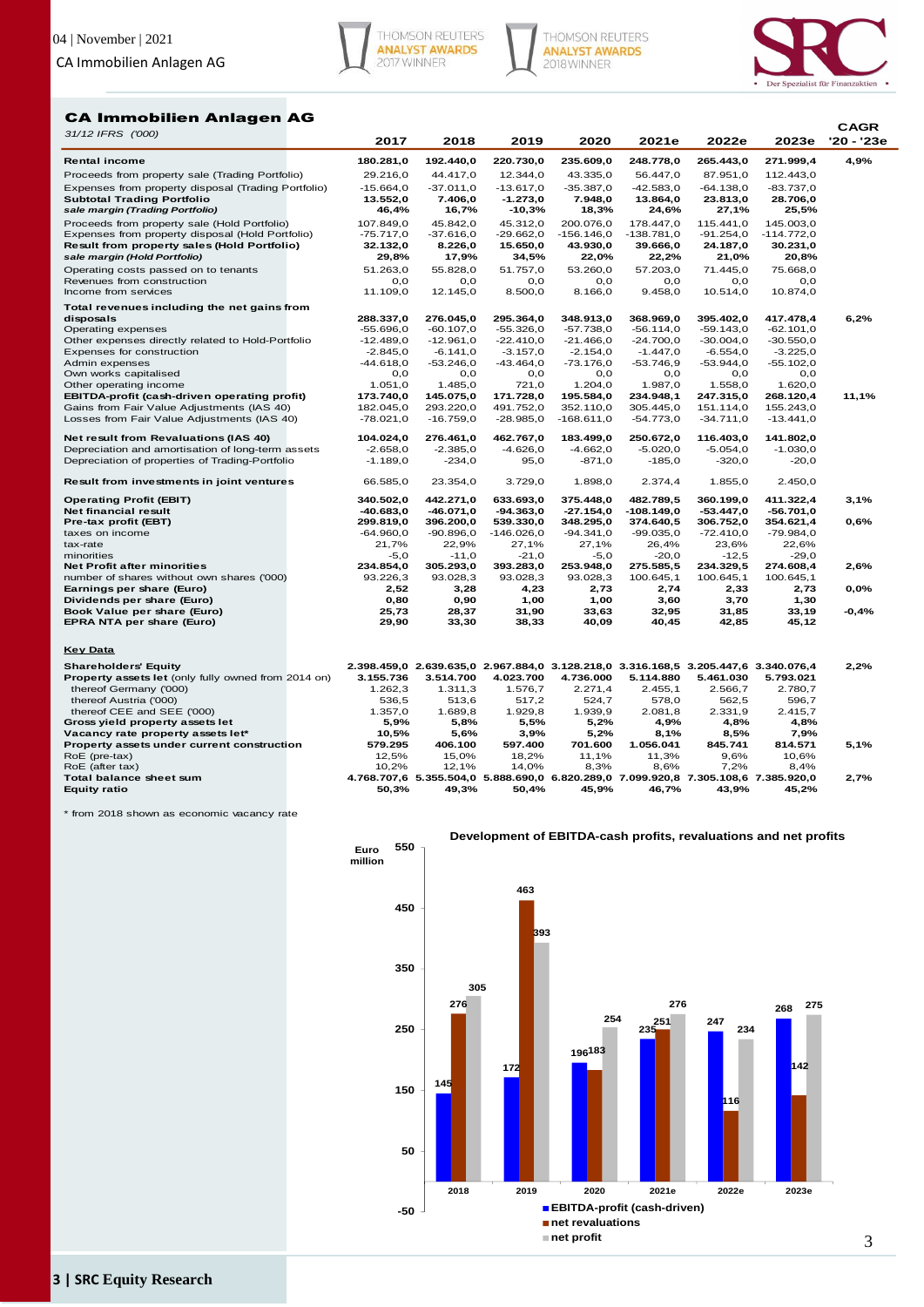## CA Immobilien Anlagen AG

| 31/12 IFRS ('000) | 2017 | 2018 | 2019 | 2020 | 2021e | 2022e | 2023e | CAGR '20 - '23e |
|---|---|---|---|---|---|---|---|---|
| **Rental income** | 180.281,0 | 192.440,0 | 220.730,0 | 235.609,0 | 248.778,0 | 265.443,0 | 271.999,4 | 4,9% |
| Proceeds from property sale (Trading Portfolio) | 29.216,0 | 44.417,0 | 12.344,0 | 43.335,0 | 56.447,0 | 87.951,0 | 112.443,0 | |
| Expenses from property disposal (Trading Portfolio) | -15.664,0 | -37.011,0 | -13.617,0 | -35.387,0 | -42.583,0 | -64.138,0 | -83.737,0 | |
| **Subtotal Trading Portfolio** | 13.552,0 | 7.406,0 | -1.273,0 | 7.948,0 | 13.864,0 | 23.813,0 | 28.706,0 | |
| *sale margin (Trading Portfolio)* | 46,4% | 16,7% | -10,3% | 18,3% | 24,6% | 27,1% | 25,5% | |
| Proceeds from property sale (Hold Portfolio) | 107.849,0 | 45.842,0 | 45.312,0 | 200.076,0 | 178.447,0 | 115.441,0 | 145.003,0 | |
| Expenses from property disposal (Hold Portfolio) | -75.717,0 | -37.616,0 | -29.662,0 | -156.146,0 | -138.781,0 | -91.254,0 | -114.772,0 | |
| **Result from property sales (Hold Portfolio)** | 32.132,0 | 8.226,0 | 15.650,0 | 43.930,0 | 39.666,0 | 24.187,0 | 30.231,0 | |
| *sale margin (Hold Portfolio)* | 29,8% | 17,9% | 34,5% | 22,0% | 22,2% | 21,0% | 20,8% | |
| Operating costs passed on to tenants | 51.263,0 | 55.828,0 | 51.757,0 | 53.260,0 | 57.203,0 | 71.445,0 | 75.668,0 | |
| Revenues from construction | 0,0 | 0,0 | 0,0 | 0,0 | 0,0 | 0,0 | 0,0 | |
| Income from services | 11.109,0 | 12.145,0 | 8.500,0 | 8.166,0 | 9.458,0 | 10.514,0 | 10.874,0 | |
| **Total revenues including the net gains from disposals** | 288.337,0 | 276.045,0 | 295.364,0 | 348.913,0 | 368.969,0 | 395.402,0 | 417.478,4 | 6,2% |
| Operating expenses | -55.696,0 | -60.107,0 | -55.326,0 | -57.738,0 | -56.114,0 | -59.143,0 | -62.101,0 | |
| Other expenses directly related to Hold-Portfolio | -12.489,0 | -12.961,0 | -22.410,0 | -21.466,0 | -24.700,0 | -30.004,0 | -30.550,0 | |
| Expenses for construction | -2.845,0 | -6.141,0 | -3.157,0 | -2.154,0 | -1.447,0 | -6.554,0 | -3.225,0 | |
| Admin expenses | -44.618,0 | -53.246,0 | -43.464,0 | -73.176,0 | -53.746,9 | -53.944,0 | -55.102,0 | |
| Own works capitalised | 0,0 | 0,0 | 0,0 | 0,0 | 0,0 | 0,0 | 0,0 | |
| Other operating income | 1.051,0 | 1.485,0 | 721,0 | 1.204,0 | 1.987,0 | 1.558,0 | 1.620,0 | |
| **EBITDA-profit (cash-driven operating profit)** | 173.740,0 | 145.075,0 | 171.728,0 | 195.584,0 | 234.948,1 | 247.315,0 | 268.120,4 | 11,1% |
| Gains from Fair Value Adjustments (IAS 40) | 182.045,0 | 293.220,0 | 491.752,0 | 352.110,0 | 305.445,0 | 151.114,0 | 155.243,0 | |
| Losses from Fair Value Adjustments (IAS 40) | -78.021,0 | -16.759,0 | -28.985,0 | -168.611,0 | -54.773,0 | -34.711,0 | -13.441,0 | |
| **Net result from Revaluations (IAS 40)** | 104.024,0 | 276.461,0 | 462.767,0 | 183.499,0 | 250.672,0 | 116.403,0 | 141.802,0 | |
| Depreciation and amortisation of long-term assets | -2.658,0 | -2.385,0 | -4.626,0 | -4.662,0 | -5.020,0 | -5.054,0 | -1.030,0 | |
| Depreciation of properties of Trading-Portfolio | -1.189,0 | -234,0 | 95,0 | -871,0 | -185,0 | -320,0 | -20,0 | |
| **Result from investments in joint ventures** | 66.585,0 | 23.354,0 | 3.729,0 | 1.898,0 | 2.374,4 | 1.855,0 | 2.450,0 | |
| **Operating Profit (EBIT)** | 340.502,0 | 442.271,0 | 633.693,0 | 375.448,0 | 482.789,5 | 360.199,0 | 411.322,4 | 3,1% |
| **Net financial result** | -40.683,0 | -46.071,0 | -94.363,0 | -27.154,0 | -108.149,0 | -53.447,0 | -56.701,0 | |
| **Pre-tax profit (EBT)** | 299.819,0 | 396.200,0 | 539.330,0 | 348.295,0 | 374.640,5 | 306.752,0 | 354.621,4 | 0,6% |
| taxes on income | -64.960,0 | -90.896,0 | -146.026,0 | -94.341,0 | -99.035,0 | -72.410,0 | -79.984,0 | |
| tax-rate | 21,7% | 22,9% | 27,1% | 27,1% | 26,4% | 23,6% | 22,6% | |
| minorities | -5,0 | -11,0 | -21,0 | -5,0 | -20,0 | -12,5 | -29,0 | |
| **Net Profit after minorities** | 234.854,0 | 305.293,0 | 393.283,0 | 253.948,0 | 275.585,5 | 234.329,5 | 274.608,4 | 2,6% |
| number of shares without own shares ('000) | 93.226,3 | 93.028,3 | 93.028,3 | 93.028,3 | 100.645,1 | 100.645,1 | 100.645,1 | |
| **Earnings per share (Euro)** | 2,52 | 3,28 | 4,23 | 2,73 | 2,74 | 2,33 | 2,73 | 0,0% |
| **Dividends per share (Euro)** | 0,80 | 0,90 | 1,00 | 1,00 | 3,60 | 3,70 | 1,30 | |
| **Book Value per share (Euro)** | 25,73 | 28,37 | 31,90 | 33,63 | 32,95 | 31,85 | 33,19 | -0,4% |
| **EPRA NTA per share (Euro)** | 29,90 | 33,30 | 38,33 | 40,09 | 40,45 | 42,85 | 45,12 | |
| **Key Data** | | | | | | | | |
| **Shareholders' Equity** | 2.398.459,0 | 2.639.635,0 | 2.967.884,0 | 3.128.218,0 | 3.316.168,5 | 3.205.447,6 | 3.340.076,4 | 2,2% |
| **Property assets let** (only fully owned from 2014 on) | 3.155.736 | 3.514.700 | 4.023.700 | 4.736.000 | 5.114.880 | 5.461.030 | 5.793.021 | |
| thereof Germany ('000) | 1.262,3 | 1.311,3 | 1.576,7 | 2.271,4 | 2.455,1 | 2.566,7 | 2.780,7 | |
| thereof Austria ('000) | 536,5 | 513,6 | 517,2 | 524,7 | 578,0 | 562,5 | 596,7 | |
| thereof CEE and SEE ('000) | 1.357,0 | 1.689,8 | 1.929,8 | 1.939,9 | 2.081,8 | 2.331,9 | 2.415,7 | |
| **Gross yield property assets let** | 5,9% | 5,8% | 5,5% | 5,2% | 4,9% | 4,8% | 4,8% | |
| **Vacancy rate property assets let*** | 10,5% | 5,6% | 3,9% | 5,2% | 8,1% | 8,5% | 7,9% | |
| **Property assets under current construction** | 579.295 | 406.100 | 597.400 | 701.600 | 1.056.041 | 845.741 | 814.571 | 5,1% |
| RoE (pre-tax) | 12,5% | 15,0% | 18,2% | 11,1% | 11,3% | 9,6% | 10,6% | |
| RoE (after tax) | 10,2% | 12,1% | 14,0% | 8,3% | 8,6% | 7,2% | 8,4% | |
| **Total balance sheet sum** | 4.768.707,6 | 5.355.504,0 | 5.888.690,0 | 6.820.289,0 | 7.099.920,8 | 7.305.108,6 | 7.385.920,0 | 2,7% |
| **Equity ratio** | 50,3% | 49,3% | 50,4% | 45,9% | 46,7% | 43,9% | 45,2% | |

\* from 2018 shown as economic vacancy rate

**Development of EBITDA-cash profits, revaluations and net profits**

Euro million

| | 2018 | 2019 | 2020 | 2021e | 2022e | 2023e |
|---|---|---|---|---|---|---|
| EBITDA-profit (cash-driven) | 145 | 172 | 196 | 235 | 247 | 268 |
| net revaluations | 276 | 463 | 183 | 251 | 116 | 142 |
| net profit | 305 | 393 | 254 | 276 | 234 | 275 |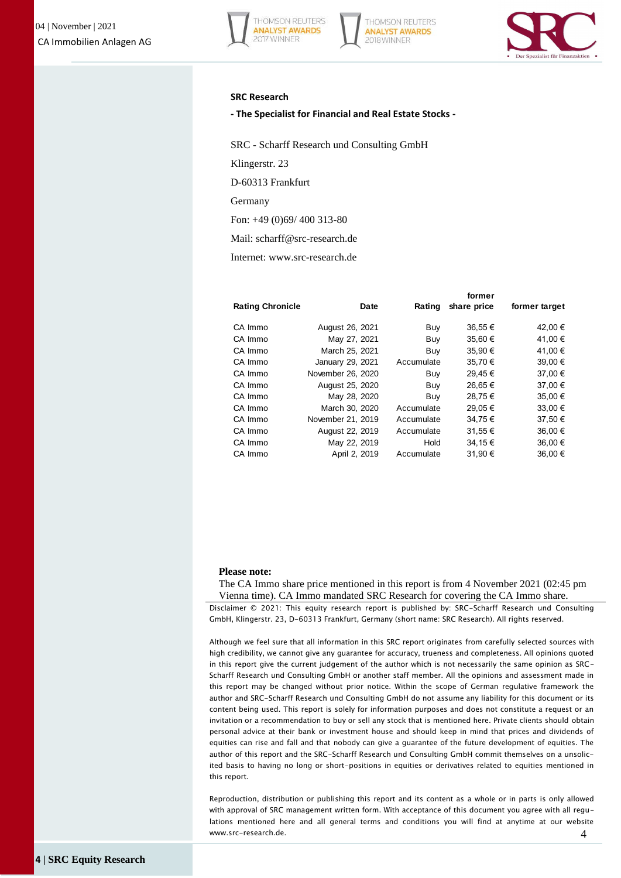**SRC Research**

**- The Specialist for Financial and Real Estate Stocks -**

SRC - Scharff Research und Consulting GmbH

Klingerstr. 23

D-60313 Frankfurt

Germany

Fon: +49 (0)69/ 400 313-80

Mail: scharff@src-research.de

Internet: www.src-research.de

| Rating Chronicle | Date | Rating | former share price | former target |
|---|---|---|---|---|
| CA Immo | August 26, 2021 | Buy | 36,55 € | 42,00 € |
| CA Immo | May 27, 2021 | Buy | 35,60 € | 41,00 € |
| CA Immo | March 25, 2021 | Buy | 35,90 € | 41,00 € |
| CA Immo | January 29, 2021 | Accumulate | 35,70 € | 39,00 € |
| CA Immo | November 26, 2020 | Buy | 29,45 € | 37,00 € |
| CA Immo | August 25, 2020 | Buy | 26,65 € | 37,00 € |
| CA Immo | May 28, 2020 | Buy | 28,75 € | 35,00 € |
| CA Immo | March 30, 2020 | Accumulate | 29,05 € | 33,00 € |
| CA Immo | November 21, 2019 | Accumulate | 34,75 € | 37,50 € |
| CA Immo | August 22, 2019 | Accumulate | 31,55 € | 36,00 € |
| CA Immo | May 22, 2019 | Hold | 34,15 € | 36,00 € |
| CA Immo | April 2, 2019 | Accumulate | 31,90 € | 36,00 € |

**Please note:**

The CA Immo share price mentioned in this report is from 4 November 2021 (02:45 pm Vienna time). CA Immo mandated SRC Research for covering the CA Immo share.

Disclaimer © 2021: This equity research report is published by: SRC-Scharff Research und Consulting GmbH, Klingerstr. 23, D-60313 Frankfurt, Germany (short name: SRC Research). All rights reserved.

Although we feel sure that all information in this SRC report originates from carefully selected sources with high credibility, we cannot give any guarantee for accuracy, trueness and completeness. All opinions quoted in this report give the current judgement of the author which is not necessarily the same opinion as SRC-Scharff Research und Consulting GmbH or another staff member. All the opinions and assessment made in this report may be changed without prior notice. Within the scope of German regulative framework the author and SRC-Scharff Research und Consulting GmbH do not assume any liability for this document or its content being used. This report is solely for information purposes and does not constitute a request or an invitation or a recommendation to buy or sell any stock that is mentioned here. Private clients should obtain personal advice at their bank or investment house and should keep in mind that prices and dividends of equities can rise and fall and that nobody can give a guarantee of the future development of equities. The author of this report and the SRC-Scharff Research und Consulting GmbH commit themselves on a unsolicited basis to having no long or short-positions in equities or derivatives related to equities mentioned in this report.

Reproduction, distribution or publishing this report and its content as a whole or in parts is only allowed with approval of SRC management written form. With acceptance of this document you agree with all regulations mentioned here and all general terms and conditions you will find at anytime at our website www.src-research.de.